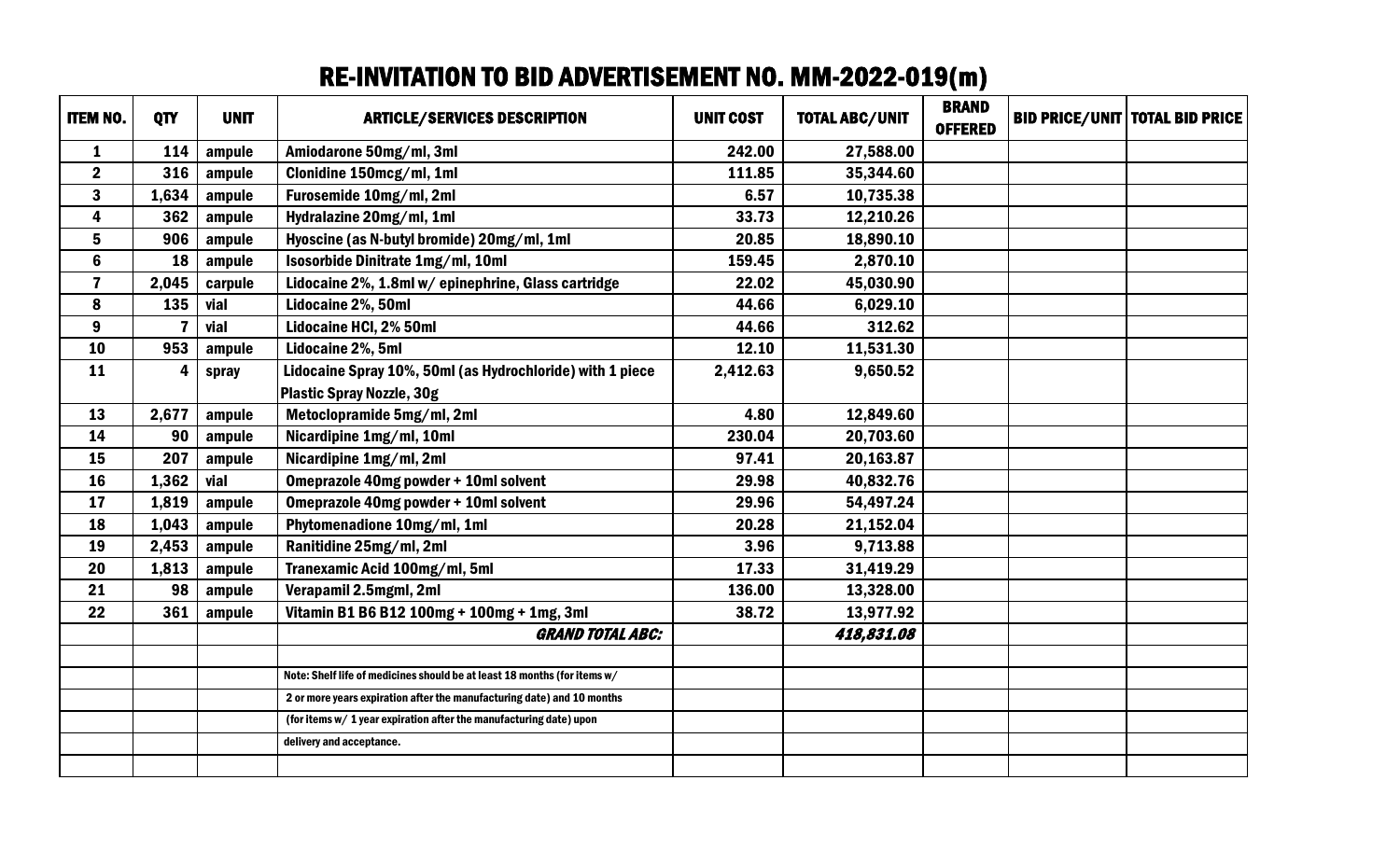# RE-INVITATION TO BID ADVERTISEMENT NO. MM-2022-019(m)

| ITEM NO. | QTY | UNIT | ARTICLE/SERVICES DESCRIPTION | UNIT COST | TOTAL ABC/UNIT | BRAND OFFERED | BID PRICE/UNIT | TOTAL BID PRICE |
|---|---|---|---|---|---|---|---|---|
| 1 | 114 | ampule | Amiodarone 50mg/ml, 3ml | 242.00 | 27,588.00 | | | |
| 2 | 316 | ampule | Clonidine 150mcg/ml, 1ml | 111.85 | 35,344.60 | | | |
| 3 | 1,634 | ampule | Furosemide 10mg/ml, 2ml | 6.57 | 10,735.38 | | | |
| 4 | 362 | ampule | Hydralazine 20mg/ml, 1ml | 33.73 | 12,210.26 | | | |
| 5 | 906 | ampule | Hyoscine (as N-butyl bromide) 20mg/ml, 1ml | 20.85 | 18,890.10 | | | |
| 6 | 18 | ampule | Isosorbide Dinitrate 1mg/ml, 10ml | 159.45 | 2,870.10 | | | |
| 7 | 2,045 | carpule | Lidocaine 2%, 1.8ml w/ epinephrine, Glass cartridge | 22.02 | 45,030.90 | | | |
| 8 | 135 | vial | Lidocaine 2%, 50ml | 44.66 | 6,029.10 | | | |
| 9 | 7 | vial | Lidocaine HCl, 2% 50ml | 44.66 | 312.62 | | | |
| 10 | 953 | ampule | Lidocaine 2%, 5ml | 12.10 | 11,531.30 | | | |
| 11 | 4 | spray | Lidocaine Spray 10%, 50ml (as Hydrochloride) with 1 piece Plastic Spray Nozzle, 30g | 2,412.63 | 9,650.52 | | | |
| 13 | 2,677 | ampule | Metoclopramide 5mg/ml, 2ml | 4.80 | 12,849.60 | | | |
| 14 | 90 | ampule | Nicardipine 1mg/ml, 10ml | 230.04 | 20,703.60 | | | |
| 15 | 207 | ampule | Nicardipine 1mg/ml, 2ml | 97.41 | 20,163.87 | | | |
| 16 | 1,362 | vial | Omeprazole 40mg powder + 10ml solvent | 29.98 | 40,832.76 | | | |
| 17 | 1,819 | ampule | Omeprazole 40mg powder + 10ml solvent | 29.96 | 54,497.24 | | | |
| 18 | 1,043 | ampule | Phytomenadione 10mg/ml, 1ml | 20.28 | 21,152.04 | | | |
| 19 | 2,453 | ampule | Ranitidine 25mg/ml, 2ml | 3.96 | 9,713.88 | | | |
| 20 | 1,813 | ampule | Tranexamic Acid 100mg/ml, 5ml | 17.33 | 31,419.29 | | | |
| 21 | 98 | ampule | Verapamil 2.5mgml, 2ml | 136.00 | 13,328.00 | | | |
| 22 | 361 | ampule | Vitamin B1 B6 B12 100mg + 100mg + 1mg, 3ml | 38.72 | 13,977.92 | | | |
| | | | ***GRAND TOTAL ABC:*** | | ***418,831.08*** | | | |

Note: Shelf life of medicines should be at least 18 months (for items w/ 2 or more years expiration after the manufacturing date) and 10 months (for items w/ 1 year expiration after the manufacturing date) upon delivery and acceptance.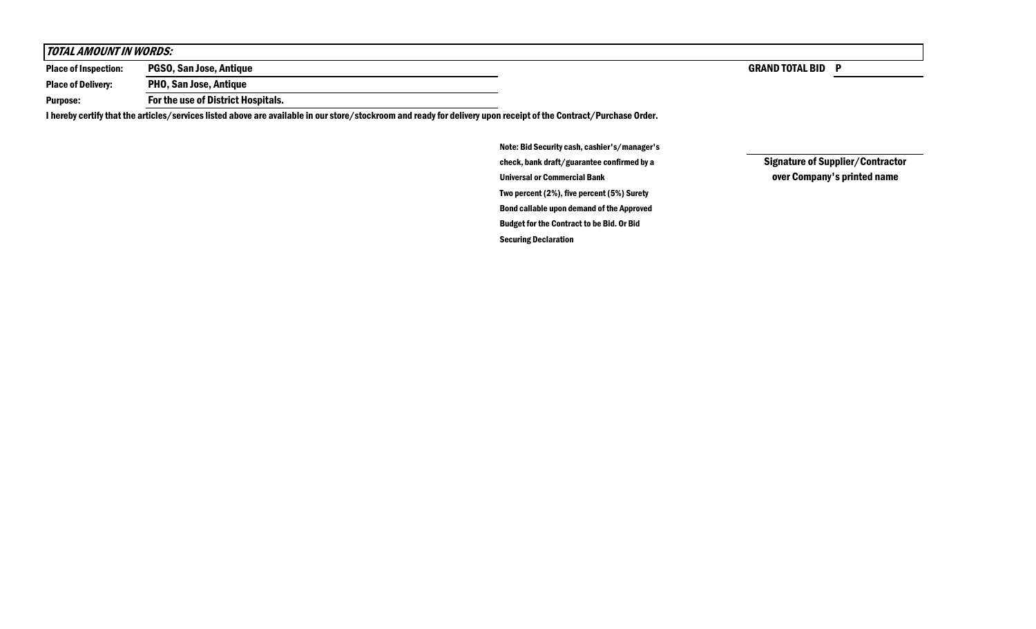***TOTAL AMOUNT IN WORDS:***

| | | | |
|---|---|---|---|
| **Place of Inspection:** | **PGSO, San Jose, Antique** | **GRAND TOTAL BID** | **P** |
| **Place of Delivery:** | **PHO, San Jose, Antique** | | |
| **Purpose:** | **For the use of District Hospitals.** | | |

**I hereby certify that the articles/services listed above are available in our store/stockroom and ready for delivery upon receipt of the Contract/Purchase Order.**

**Note: Bid Security cash, cashier's/manager's check, bank draft/guarantee confirmed by a Universal or Commercial Bank Two percent (2%), five percent (5%) Surety Bond callable upon demand of the Approved Budget for the Contract to be Bid. Or Bid Securing Declaration**

**Signature of Supplier/Contractor over Company's printed name**